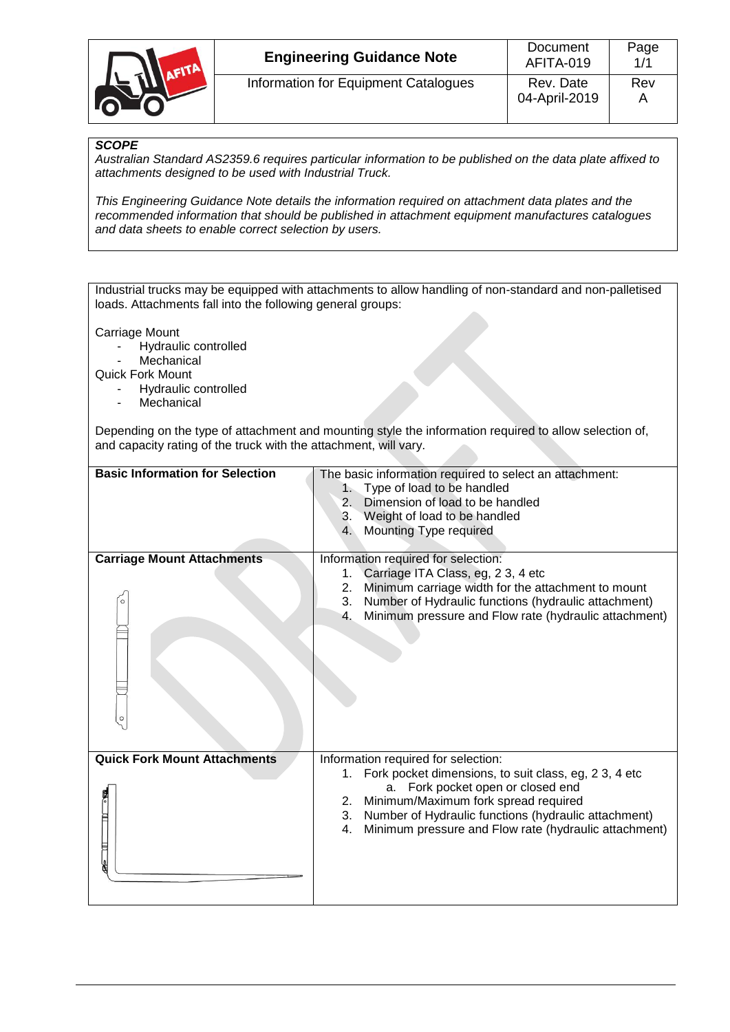| | Engineering Guidance Note | Document AFITA-019 | Page 1/1 |
|---|---|---|---|
| | Information for Equipment Catalogues | Rev. Date 04-April-2019 | Rev A |

***SCOPE***

*Australian Standard AS2359.6 requires particular information to be published on the data plate affixed to attachments designed to be used with Industrial Truck.*

*This Engineering Guidance Note details the information required on attachment data plates and the recommended information that should be published in attachment equipment manufactures catalogues and data sheets to enable correct selection by users.*

Industrial trucks may be equipped with attachments to allow handling of non-standard and non-palletised loads. Attachments fall into the following general groups:

Carriage Mount
- Hydraulic controlled
- Mechanical

Quick Fork Mount
- Hydraulic controlled
- Mechanical

Depending on the type of attachment and mounting style the information required to allow selection of, and capacity rating of the truck with the attachment, will vary.

| | |
|---|---|
| **Basic Information for Selection** | The basic information required to select an attachment:<br>1. Type of load to be handled<br>2. Dimension of load to be handled<br>3. Weight of load to be handled<br>4. Mounting Type required |
| **Carriage Mount Attachments** | Information required for selection:<br>1. Carriage ITA Class, eg, 2 3, 4 etc<br>2. Minimum carriage width for the attachment to mount<br>3. Number of Hydraulic functions (hydraulic attachment)<br>4. Minimum pressure and Flow rate (hydraulic attachment) |
| **Quick Fork Mount Attachments** | Information required for selection:<br>1. Fork pocket dimensions, to suit class, eg, 2 3, 4 etc<br>   a. Fork pocket open or closed end<br>2. Minimum/Maximum fork spread required<br>3. Number of Hydraulic functions (hydraulic attachment)<br>4. Minimum pressure and Flow rate (hydraulic attachment) |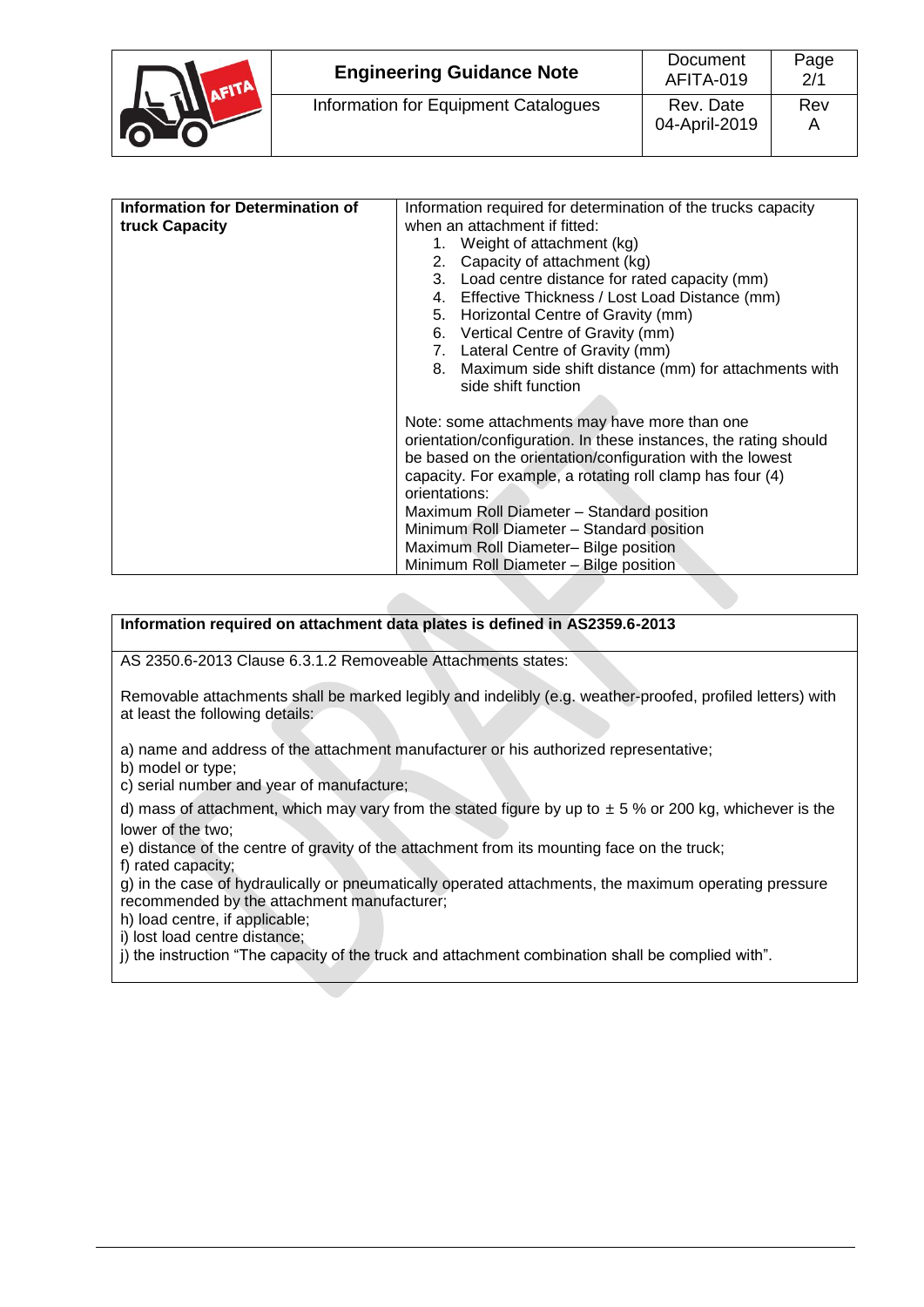| Information for Determination of truck Capacity | Information required for determination of the trucks capacity when an attachment if fitted:<br>1. Weight of attachment (kg)<br>2. Capacity of attachment (kg)<br>3. Load centre distance for rated capacity (mm)<br>4. Effective Thickness / Lost Load Distance (mm)<br>5. Horizontal Centre of Gravity (mm)<br>6. Vertical Centre of Gravity (mm)<br>7. Lateral Centre of Gravity (mm)<br>8. Maximum side shift distance (mm) for attachments with side shift function<br><br>Note: some attachments may have more than one orientation/configuration. In these instances, the rating should be based on the orientation/configuration with the lowest capacity. For example, a rotating roll clamp has four (4) orientations:<br>Maximum Roll Diameter – Standard position<br>Minimum Roll Diameter – Standard position<br>Maximum Roll Diameter– Bilge position<br>Minimum Roll Diameter – Bilge position |
|---|---|

**Information required on attachment data plates is defined in AS2359.6-2013**

AS 2350.6-2013 Clause 6.3.1.2 Removeable Attachments states:

Removable attachments shall be marked legibly and indelibly (e.g. weather-proofed, profiled letters) with at least the following details:

a) name and address of the attachment manufacturer or his authorized representative;
b) model or type;
c) serial number and year of manufacture;
d) mass of attachment, which may vary from the stated figure by up to ± 5 % or 200 kg, whichever is the lower of the two;
e) distance of the centre of gravity of the attachment from its mounting face on the truck;
f) rated capacity;
g) in the case of hydraulically or pneumatically operated attachments, the maximum operating pressure recommended by the attachment manufacturer;
h) load centre, if applicable;
i) lost load centre distance;
j) the instruction "The capacity of the truck and attachment combination shall be complied with".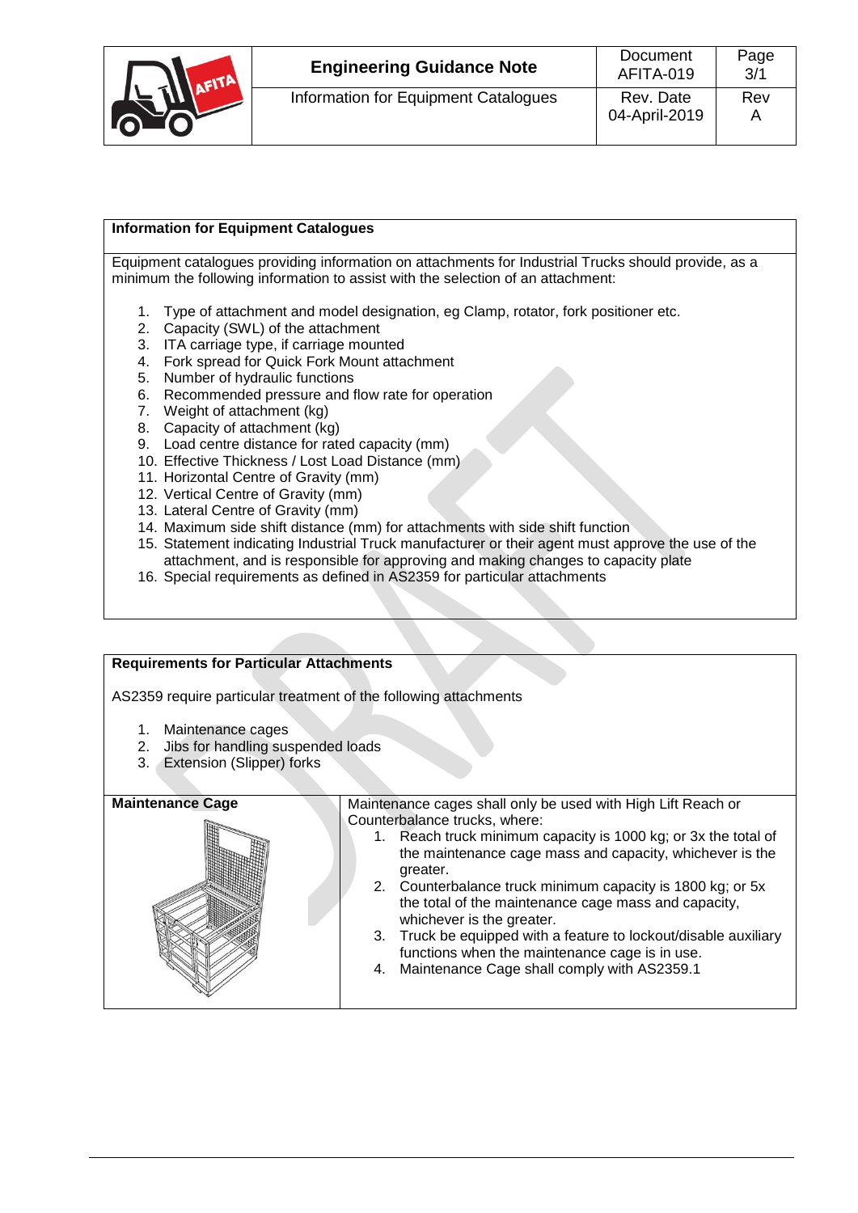## Information for Equipment Catalogues

Equipment catalogues providing information on attachments for Industrial Trucks should provide, as a minimum the following information to assist with the selection of an attachment:

1. Type of attachment and model designation, eg Clamp, rotator, fork positioner etc.
2. Capacity (SWL) of the attachment
3. ITA carriage type, if carriage mounted
4. Fork spread for Quick Fork Mount attachment
5. Number of hydraulic functions
6. Recommended pressure and flow rate for operation
7. Weight of attachment (kg)
8. Capacity of attachment (kg)
9. Load centre distance for rated capacity (mm)
10. Effective Thickness / Lost Load Distance (mm)
11. Horizontal Centre of Gravity (mm)
12. Vertical Centre of Gravity (mm)
13. Lateral Centre of Gravity (mm)
14. Maximum side shift distance (mm) for attachments with side shift function
15. Statement indicating Industrial Truck manufacturer or their agent must approve the use of the attachment, and is responsible for approving and making changes to capacity plate
16. Special requirements as defined in AS2359 for particular attachments

## Requirements for Particular Attachments

AS2359 require particular treatment of the following attachments

1. Maintenance cages
2. Jibs for handling suspended loads
3. Extension (Slipper) forks

| **Maintenance Cage** | Maintenance cages shall only be used with High Lift Reach or Counterbalance trucks, where:<br>1. Reach truck minimum capacity is 1000 kg; or 3x the total of the maintenance cage mass and capacity, whichever is the greater.<br>2. Counterbalance truck minimum capacity is 1800 kg; or 5x the total of the maintenance cage mass and capacity, whichever is the greater.<br>3. Truck be equipped with a feature to lockout/disable auxiliary functions when the maintenance cage is in use.<br>4. Maintenance Cage shall comply with AS2359.1 |
|---|---|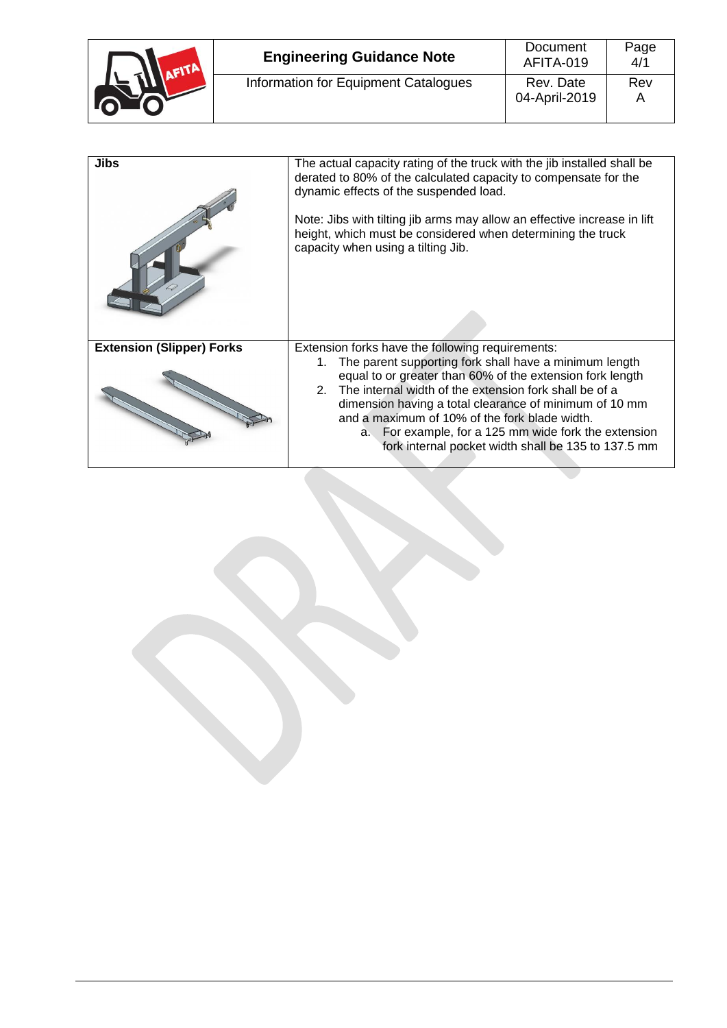| | |
|---|---|
| **Jibs** | The actual capacity rating of the truck with the jib installed shall be derated to 80% of the calculated capacity to compensate for the dynamic effects of the suspended load.<br><br>Note: Jibs with tilting jib arms may allow an effective increase in lift height, which must be considered when determining the truck capacity when using a tilting Jib. |
| **Extension (Slipper) Forks** | Extension forks have the following requirements:<br>1. The parent supporting fork shall have a minimum length equal to or greater than 60% of the extension fork length<br>2. The internal width of the extension fork shall be of a dimension having a total clearance of minimum of 10 mm and a maximum of 10% of the fork blade width.<br>&nbsp;&nbsp;&nbsp;&nbsp;a. For example, for a 125 mm wide fork the extension fork internal pocket width shall be 135 to 137.5 mm |